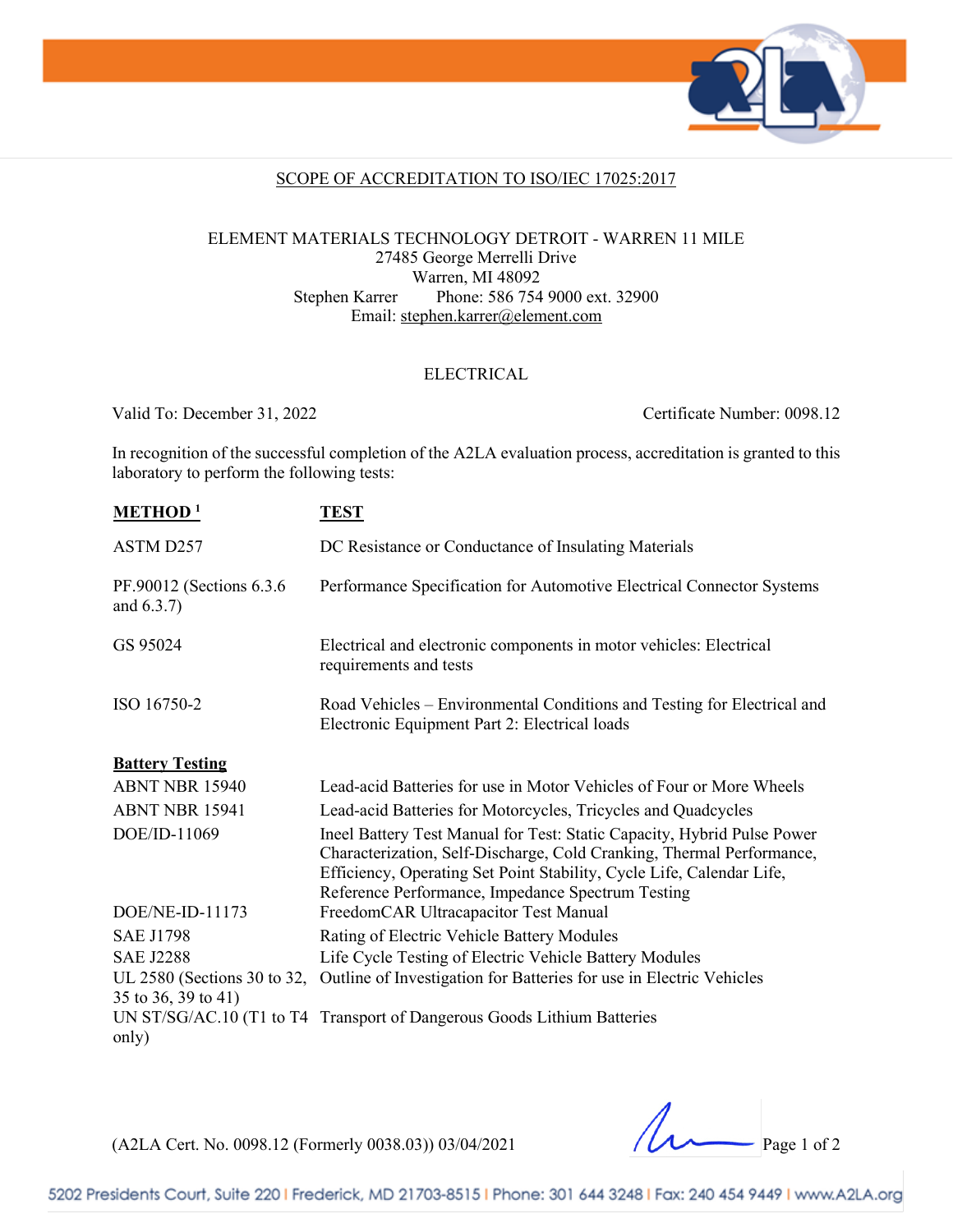## SCOPE OF ACCREDITATION TO ISO/IEC 17025:2017

ELEMENT MATERIALS TECHNOLOGY DETROIT - WARREN 11 MILE
27485 George Merrelli Drive
Warren, MI 48092
Stephen Karrer Phone: 586 754 9000 ext. 32900
Email: stephen.karrer@element.com

### ELECTRICAL

Valid To: December 31, 2022 Certificate Number: 0098.12

In recognition of the successful completion of the A2LA evaluation process, accreditation is granted to this laboratory to perform the following tests:

| METHOD [1] | TEST |
|---|---|
| ASTM D257 | DC Resistance or Conductance of Insulating Materials |
| PF.90012 (Sections 6.3.6 and 6.3.7) | Performance Specification for Automotive Electrical Connector Systems |
| GS 95024 | Electrical and electronic components in motor vehicles: Electrical requirements and tests |
| ISO 16750-2 | Road Vehicles – Environmental Conditions and Testing for Electrical and Electronic Equipment Part 2: Electrical loads |
| **Battery Testing** | |
| ABNT NBR 15940 | Lead-acid Batteries for use in Motor Vehicles of Four or More Wheels |
| ABNT NBR 15941 | Lead-acid Batteries for Motorcycles, Tricycles and Quadcycles |
| DOE/ID-11069 | Ineel Battery Test Manual for Test: Static Capacity, Hybrid Pulse Power Characterization, Self-Discharge, Cold Cranking, Thermal Performance, Efficiency, Operating Set Point Stability, Cycle Life, Calendar Life, Reference Performance, Impedance Spectrum Testing |
| DOE/NE-ID-11173 | FreedomCAR Ultracapacitor Test Manual |
| SAE J1798 | Rating of Electric Vehicle Battery Modules |
| SAE J2288 | Life Cycle Testing of Electric Vehicle Battery Modules |
| UL 2580 (Sections 30 to 32, 35 to 36, 39 to 41) | Outline of Investigation for Batteries for use in Electric Vehicles |
| UN ST/SG/AC.10 (T1 to T4 only) | Transport of Dangerous Goods Lithium Batteries |

(A2LA Cert. No. 0098.12 (Formerly 0038.03)) 03/04/2021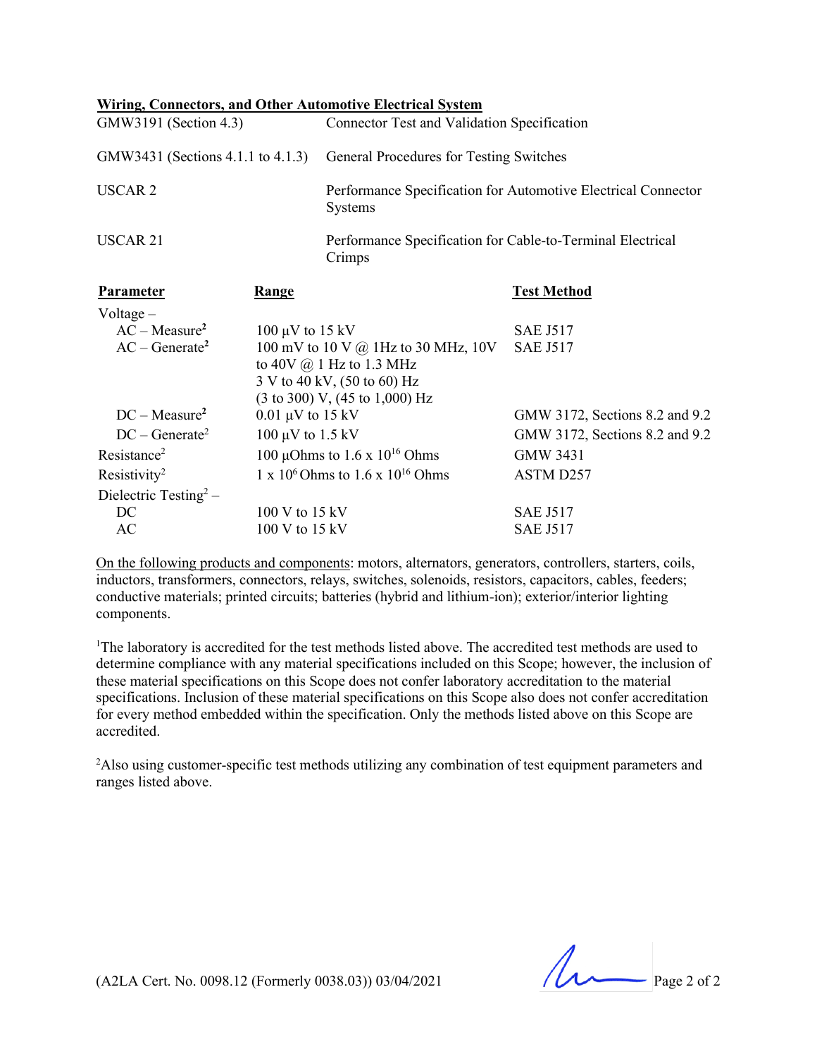**Wiring, Connectors, and Other Automotive Electrical System**

| | |
|---|---|
| GMW3191 (Section 4.3) | Connector Test and Validation Specification |
| GMW3431 (Sections 4.1.1 to 4.1.3) | General Procedures for Testing Switches |
| USCAR 2 | Performance Specification for Automotive Electrical Connector Systems |
| USCAR 21 | Performance Specification for Cable-to-Terminal Electrical Crimps |

| Parameter | Range | Test Method |
|---|---|---|
| Voltage – | | |
| AC – Measure[2] | 100 µV to 15 kV | SAE J517 |
| AC – Generate[2] | 100 mV to 10 V @ 1Hz to 30 MHz, 10V to 40V @ 1 Hz to 1.3 MHz<br>3 V to 40 kV, (50 to 60) Hz<br>(3 to 300) V, (45 to 1,000) Hz | SAE J517 |
| DC – Measure[2] | 0.01 µV to 15 kV | GMW 3172, Sections 8.2 and 9.2 |
| DC – Generate[2] | 100 µV to 1.5 kV | GMW 3172, Sections 8.2 and 9.2 |
| Resistance[2] | 100 µOhms to 1.6 x $10^{16}$ Ohms | GMW 3431 |
| Resistivity[2] | 1 x $10^{6}$ Ohms to 1.6 x $10^{16}$ Ohms | ASTM D257 |
| Dielectric Testing[2] – | | |
| DC | 100 V to 15 kV | SAE J517 |
| AC | 100 V to 15 kV | SAE J517 |

On the following products and components: motors, alternators, generators, controllers, starters, coils, inductors, transformers, connectors, relays, switches, solenoids, resistors, capacitors, cables, feeders; conductive materials; printed circuits; batteries (hybrid and lithium-ion); exterior/interior lighting components.

[1]The laboratory is accredited for the test methods listed above. The accredited test methods are used to determine compliance with any material specifications included on this Scope; however, the inclusion of these material specifications on this Scope does not confer laboratory accreditation to the material specifications. Inclusion of these material specifications on this Scope also does not confer accreditation for every method embedded within the specification. Only the methods listed above on this Scope are accredited.

[2]Also using customer-specific test methods utilizing any combination of test equipment parameters and ranges listed above.

(A2LA Cert. No. 0098.12 (Formerly 0038.03)) 03/04/2021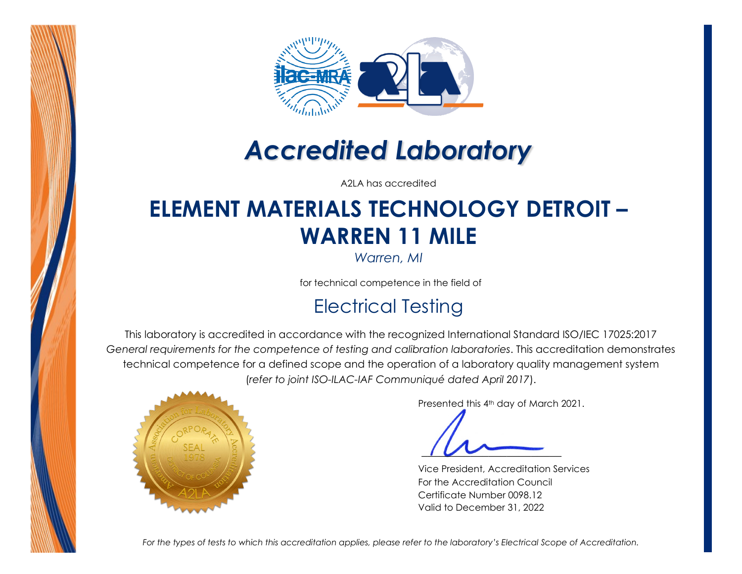# *Accredited Laboratory*

A2LA has accredited

## ELEMENT MATERIALS TECHNOLOGY DETROIT – WARREN 11 MILE

*Warren, MI*

for technical competence in the field of

## Electrical Testing

This laboratory is accredited in accordance with the recognized International Standard ISO/IEC 17025:2017 *General requirements for the competence of testing and calibration laboratories*. This accreditation demonstrates technical competence for a defined scope and the operation of a laboratory quality management system (*refer to joint ISO-ILAC-IAF Communiqué dated April 2017*).

Presented this 4th day of March 2021.

Vice President, Accreditation Services
For the Accreditation Council
Certificate Number 0098.12
Valid to December 31, 2022

*For the types of tests to which this accreditation applies, please refer to the laboratory's Electrical Scope of Accreditation.*